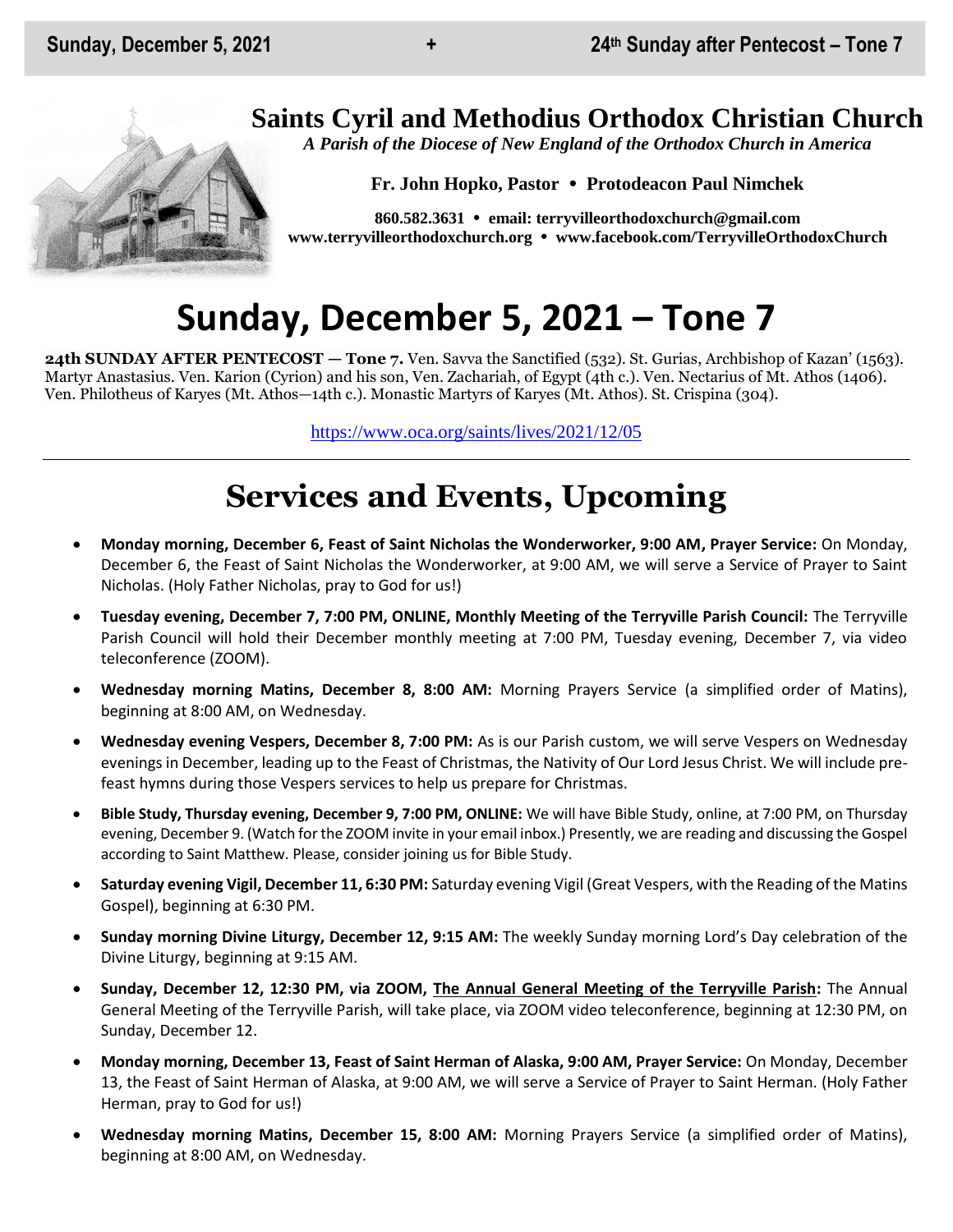# Saints Cyril and Methodius Orthodox Christian Church

*A Parish of the Diocese of New England of the Orthodox Church in America*

**Fr. John Hopko, Pastor • Protodeacon Paul Nimchek**

**860.582.3631 • email: terryvilleorthodoxchurch@gmail.com**
**www.terryvilleorthodoxchurch.org • www.facebook.com/TerryvilleOrthodoxChurch**

# Sunday, December 5, 2021 – Tone 7

**24th SUNDAY AFTER PENTECOST — Tone 7.** Ven. Savva the Sanctified (532). St. Gurias, Archbishop of Kazan' (1563). Martyr Anastasius. Ven. Karion (Cyrion) and his son, Ven. Zachariah, of Egypt (4th c.). Ven. Nectarius of Mt. Athos (1406). Ven. Philotheus of Karyes (Mt. Athos—14th c.). Monastic Martyrs of Karyes (Mt. Athos). St. Crispina (304).

https://www.oca.org/saints/lives/2021/12/05

---

## Services and Events, Upcoming

- **Monday morning, December 6, Feast of Saint Nicholas the Wonderworker, 9:00 AM, Prayer Service:** On Monday, December 6, the Feast of Saint Nicholas the Wonderworker, at 9:00 AM, we will serve a Service of Prayer to Saint Nicholas. (Holy Father Nicholas, pray to God for us!)
- **Tuesday evening, December 7, 7:00 PM, ONLINE, Monthly Meeting of the Terryville Parish Council:** The Terryville Parish Council will hold their December monthly meeting at 7:00 PM, Tuesday evening, December 7, via video teleconference (ZOOM).
- **Wednesday morning Matins, December 8, 8:00 AM:** Morning Prayers Service (a simplified order of Matins), beginning at 8:00 AM, on Wednesday.
- **Wednesday evening Vespers, December 8, 7:00 PM:** As is our Parish custom, we will serve Vespers on Wednesday evenings in December, leading up to the Feast of Christmas, the Nativity of Our Lord Jesus Christ. We will include pre-feast hymns during those Vespers services to help us prepare for Christmas.
- **Bible Study, Thursday evening, December 9, 7:00 PM, ONLINE:** We will have Bible Study, online, at 7:00 PM, on Thursday evening, December 9. (Watch for the ZOOM invite in your email inbox.) Presently, we are reading and discussing the Gospel according to Saint Matthew. Please, consider joining us for Bible Study.
- **Saturday evening Vigil, December 11, 6:30 PM:** Saturday evening Vigil (Great Vespers, with the Reading of the Matins Gospel), beginning at 6:30 PM.
- **Sunday morning Divine Liturgy, December 12, 9:15 AM:** The weekly Sunday morning Lord's Day celebration of the Divine Liturgy, beginning at 9:15 AM.
- **Sunday, December 12, 12:30 PM, via ZOOM, The Annual General Meeting of the Terryville Parish:** The Annual General Meeting of the Terryville Parish, will take place, via ZOOM video teleconference, beginning at 12:30 PM, on Sunday, December 12.
- **Monday morning, December 13, Feast of Saint Herman of Alaska, 9:00 AM, Prayer Service:** On Monday, December 13, the Feast of Saint Herman of Alaska, at 9:00 AM, we will serve a Service of Prayer to Saint Herman. (Holy Father Herman, pray to God for us!)
- **Wednesday morning Matins, December 15, 8:00 AM:** Morning Prayers Service (a simplified order of Matins), beginning at 8:00 AM, on Wednesday.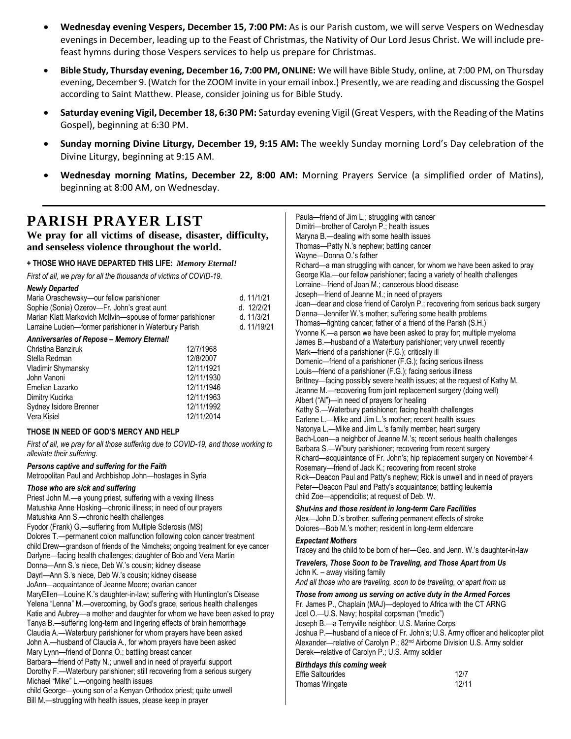- **Wednesday evening Vespers, December 15, 7:00 PM:** As is our Parish custom, we will serve Vespers on Wednesday evenings in December, leading up to the Feast of Christmas, the Nativity of Our Lord Jesus Christ. We will include pre-feast hymns during those Vespers services to help us prepare for Christmas.
- **Bible Study, Thursday evening, December 16, 7:00 PM, ONLINE:** We will have Bible Study, online, at 7:00 PM, on Thursday evening, December 9. (Watch for the ZOOM invite in your email inbox.) Presently, we are reading and discussing the Gospel according to Saint Matthew. Please, consider joining us for Bible Study.
- **Saturday evening Vigil, December 18, 6:30 PM:** Saturday evening Vigil (Great Vespers, with the Reading of the Matins Gospel), beginning at 6:30 PM.
- **Sunday morning Divine Liturgy, December 19, 9:15 AM:** The weekly Sunday morning Lord's Day celebration of the Divine Liturgy, beginning at 9:15 AM.
- **Wednesday morning Matins, December 22, 8:00 AM:** Morning Prayers Service (a simplified order of Matins), beginning at 8:00 AM, on Wednesday.

# PARISH PRAYER LIST

**We pray for all victims of disease, disaster, difficulty, and senseless violence throughout the world.**

**+ THOSE WHO HAVE DEPARTED THIS LIFE:** ***Memory Eternal!***

*First of all, we pray for all the thousands of victims of COVID-19.*

***Newly Departed***

| | |
|---|---|
| Maria Oraschewsky—our fellow parishioner | d. 11/1/21 |
| Sophie (Sonia) Ozerov—Fr. John's great aunt | d. 12/2/21 |
| Marian Klatt Markovich McIlvin—spouse of former parishioner | d. 11/3/21 |
| Larraine Lucien—former parishioner in Waterbury Parish | d. 11/19/21 |

***Anniversaries of Repose – Memory Eternal!***

| | |
|---|---|
| Christina Banziruk | 12/7/1968 |
| Stella Redman | 12/8/2007 |
| Vladimir Shymansky | 12/11/1921 |
| John Vanoni | 12/11/1930 |
| Emelian Lazarko | 12/11/1946 |
| Dimitry Kucirka | 12/11/1963 |
| Sydney Isidore Brenner | 12/11/1992 |
| Vera Kisiel | 12/11/2014 |

**THOSE IN NEED OF GOD'S MERCY AND HELP**

*First of all, we pray for all those suffering due to COVID-19, and those working to alleviate their suffering.*

***Persons captive and suffering for the Faith***

Metropolitan Paul and Archbishop John—hostages in Syria

***Those who are sick and suffering***

Priest John M.—a young priest, suffering with a vexing illness
Matushka Anne Hosking—chronic illness; in need of our prayers
Matushka Ann S.—chronic health challenges
Fyodor (Frank) G.—suffering from Multiple Sclerosis (MS)
Dolores T.—permanent colon malfunction following colon cancer treatment
child Drew—grandson of friends of the Nimcheks; ongoing treatment for eye cancer
Darlyne—facing health challenges; daughter of Bob and Vera Martin
Donna—Ann S.'s niece, Deb W.'s cousin; kidney disease
Dayrl—Ann S.'s niece, Deb W.'s cousin; kidney disease
JoAnn—acquaintance of Jeanne Moore; ovarian cancer
MaryEllen—Louine K.'s daughter-in-law; suffering with Huntington's Disease
Yelena "Lenna" M.—overcoming, by God's grace, serious health challenges
Katie and Aubrey—a mother and daughter for whom we have been asked to pray
Tanya B.—suffering long-term and lingering effects of brain hemorrhage
Claudia A.—Waterbury parishioner for whom prayers have been asked
John A.—husband of Claudia A., for whom prayers have been asked
Mary Lynn—friend of Donna O.; battling breast cancer
Barbara—friend of Patty N.; unwell and in need of prayerful support
Dorothy F.—Waterbury parishioner; still recovering from a serious surgery
Michael "Mike" L.—ongoing health issues
child George—young son of a Kenyan Orthodox priest; quite unwell
Bill M.—struggling with health issues, please keep in prayer
Paula—friend of Jim L.; struggling with cancer
Dimitri—brother of Carolyn P.; health issues
Maryna B.—dealing with some health issues
Thomas—Patty N.'s nephew; battling cancer
Wayne—Donna O.'s father
Richard—a man struggling with cancer, for whom we have been asked to pray
George Kla.—our fellow parishioner; facing a variety of health challenges
Lorraine—friend of Joan M.; cancerous blood disease
Joseph—friend of Jeanne M.; in need of prayers
Joan—dear and close friend of Carolyn P.; recovering from serious back surgery
Dianna—Jennifer W.'s mother; suffering some health problems
Thomas—fighting cancer; father of a friend of the Parish (S.H.)
Yvonne K.—a person we have been asked to pray for; multiple myeloma
James B.—husband of a Waterbury parishioner; very unwell recently
Mark—friend of a parishioner (F.G.); critically ill
Domenic—friend of a parishioner (F.G.); facing serious illness
Louis—friend of a parishioner (F.G.); facing serious illness
Brittney—facing possibly severe health issues; at the request of Kathy M.
Jeanne M.—recovering from joint replacement surgery (doing well)
Albert ("Al")—in need of prayers for healing
Kathy S.—Waterbury parishioner; facing health challenges
Earlene L.—Mike and Jim L.'s mother; recent health issues
Natonya L.—Mike and Jim L.'s family member; heart surgery
Bach-Loan—a neighbor of Jeanne M.'s; recent serious health challenges
Barbara S.—W'bury parishioner; recovering from recent surgery
Richard—acquaintance of Fr. John's; hip replacement surgery on November 4
Rosemary—friend of Jack K.; recovering from recent stroke
Rick—Deacon Paul and Patty's nephew; Rick is unwell and in need of prayers
Peter—Deacon Paul and Patty's acquaintance; battling leukemia
child Zoe—appendicitis; at request of Deb. W.

***Shut-ins and those resident in long-term Care Facilities***

Alex—John D.'s brother; suffering permanent effects of stroke
Dolores—Bob M.'s mother; resident in long-term eldercare

***Expectant Mothers***

Tracey and the child to be born of her—Geo. and Jenn. W.'s daughter-in-law

***Travelers, Those Soon to be Traveling, and Those Apart from Us***

John K. – away visiting family
*And all those who are traveling, soon to be traveling, or apart from us*

***Those from among us serving on active duty in the Armed Forces***

Fr. James P., Chaplain (MAJ)—deployed to Africa with the CT ARNG
Joel O.—U.S. Navy; hospital corpsman ("medic")
Joseph B.—a Terryville neighbor; U.S. Marine Corps
Joshua P.—husband of a niece of Fr. John's; U.S. Army officer and helicopter pilot
Alexander—relative of Carolyn P.; 82nd Airborne Division U.S. Army soldier
Derek—relative of Carolyn P.; U.S. Army soldier

***Birthdays this coming week***

| | |
|---|---|
| Effie Saltourides | 12/7 |
| Thomas Wingate | 12/11 |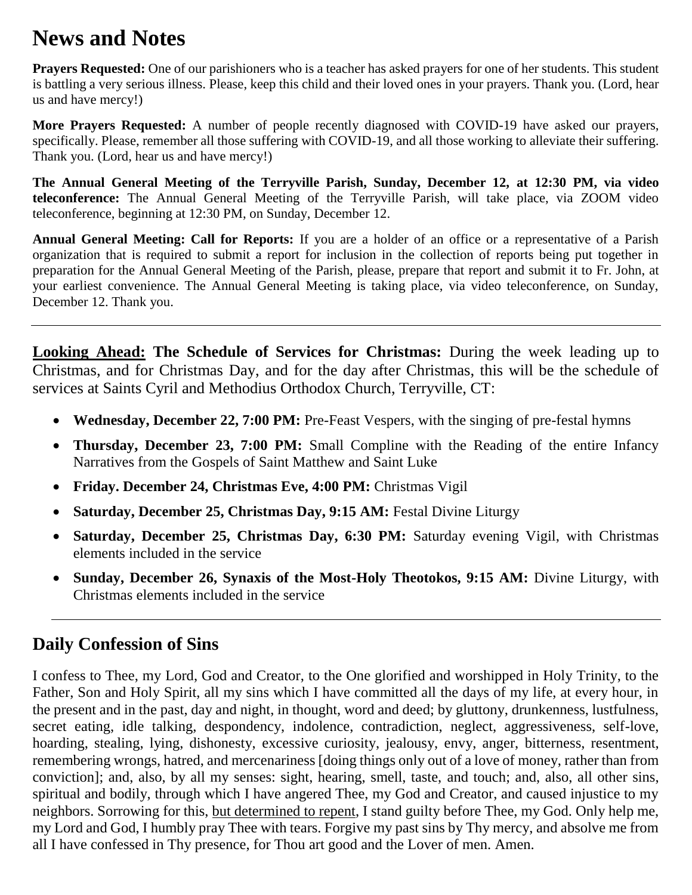# News and Notes

**Prayers Requested:** One of our parishioners who is a teacher has asked prayers for one of her students. This student is battling a very serious illness. Please, keep this child and their loved ones in your prayers. Thank you. (Lord, hear us and have mercy!)

**More Prayers Requested:** A number of people recently diagnosed with COVID-19 have asked our prayers, specifically. Please, remember all those suffering with COVID-19, and all those working to alleviate their suffering. Thank you. (Lord, hear us and have mercy!)

**The Annual General Meeting of the Terryville Parish, Sunday, December 12, at 12:30 PM, via video teleconference:** The Annual General Meeting of the Terryville Parish, will take place, via ZOOM video teleconference, beginning at 12:30 PM, on Sunday, December 12.

**Annual General Meeting: Call for Reports:** If you are a holder of an office or a representative of a Parish organization that is required to submit a report for inclusion in the collection of reports being put together in preparation for the Annual General Meeting of the Parish, please, prepare that report and submit it to Fr. John, at your earliest convenience. The Annual General Meeting is taking place, via video teleconference, on Sunday, December 12. Thank you.

---

<u>**Looking Ahead:**</u> **The Schedule of Services for Christmas:** During the week leading up to Christmas, and for Christmas Day, and for the day after Christmas, this will be the schedule of services at Saints Cyril and Methodius Orthodox Church, Terryville, CT:

- **Wednesday, December 22, 7:00 PM:** Pre-Feast Vespers, with the singing of pre-festal hymns
- **Thursday, December 23, 7:00 PM:** Small Compline with the Reading of the entire Infancy Narratives from the Gospels of Saint Matthew and Saint Luke
- **Friday. December 24, Christmas Eve, 4:00 PM:** Christmas Vigil
- **Saturday, December 25, Christmas Day, 9:15 AM:** Festal Divine Liturgy
- **Saturday, December 25, Christmas Day, 6:30 PM:** Saturday evening Vigil, with Christmas elements included in the service
- **Sunday, December 26, Synaxis of the Most-Holy Theotokos, 9:15 AM:** Divine Liturgy, with Christmas elements included in the service

---

## Daily Confession of Sins

I confess to Thee, my Lord, God and Creator, to the One glorified and worshipped in Holy Trinity, to the Father, Son and Holy Spirit, all my sins which I have committed all the days of my life, at every hour, in the present and in the past, day and night, in thought, word and deed; by gluttony, drunkenness, lustfulness, secret eating, idle talking, despondency, indolence, contradiction, neglect, aggressiveness, self-love, hoarding, stealing, lying, dishonesty, excessive curiosity, jealousy, envy, anger, bitterness, resentment, remembering wrongs, hatred, and mercenariness [doing things only out of a love of money, rather than from conviction]; and, also, by all my senses: sight, hearing, smell, taste, and touch; and, also, all other sins, spiritual and bodily, through which I have angered Thee, my God and Creator, and caused injustice to my neighbors. Sorrowing for this, <u>but determined to repent</u>, I stand guilty before Thee, my God. Only help me, my Lord and God, I humbly pray Thee with tears. Forgive my past sins by Thy mercy, and absolve me from all I have confessed in Thy presence, for Thou art good and the Lover of men. Amen.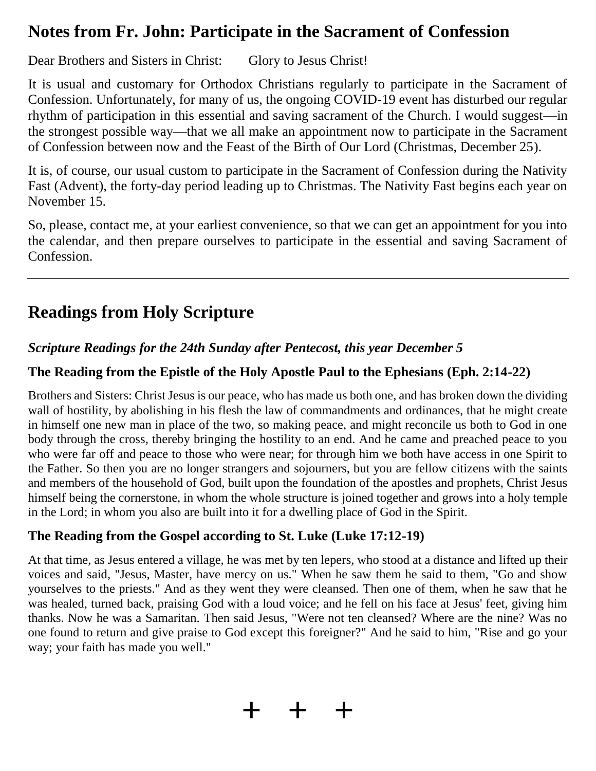## Notes from Fr. John: Participate in the Sacrament of Confession

Dear Brothers and Sisters in Christ: Glory to Jesus Christ!

It is usual and customary for Orthodox Christians regularly to participate in the Sacrament of Confession. Unfortunately, for many of us, the ongoing COVID-19 event has disturbed our regular rhythm of participation in this essential and saving sacrament of the Church. I would suggest—in the strongest possible way—that we all make an appointment now to participate in the Sacrament of Confession between now and the Feast of the Birth of Our Lord (Christmas, December 25).

It is, of course, our usual custom to participate in the Sacrament of Confession during the Nativity Fast (Advent), the forty-day period leading up to Christmas. The Nativity Fast begins each year on November 15.

So, please, contact me, at your earliest convenience, so that we can get an appointment for you into the calendar, and then prepare ourselves to participate in the essential and saving Sacrament of Confession.

---

## Readings from Holy Scripture

### *Scripture Readings for the 24th Sunday after Pentecost, this year December 5*

### The Reading from the Epistle of the Holy Apostle Paul to the Ephesians (Eph. 2:14-22)

Brothers and Sisters: Christ Jesus is our peace, who has made us both one, and has broken down the dividing wall of hostility, by abolishing in his flesh the law of commandments and ordinances, that he might create in himself one new man in place of the two, so making peace, and might reconcile us both to God in one body through the cross, thereby bringing the hostility to an end. And he came and preached peace to you who were far off and peace to those who were near; for through him we both have access in one Spirit to the Father. So then you are no longer strangers and sojourners, but you are fellow citizens with the saints and members of the household of God, built upon the foundation of the apostles and prophets, Christ Jesus himself being the cornerstone, in whom the whole structure is joined together and grows into a holy temple in the Lord; in whom you also are built into it for a dwelling place of God in the Spirit.

### The Reading from the Gospel according to St. Luke (Luke 17:12-19)

At that time, as Jesus entered a village, he was met by ten lepers, who stood at a distance and lifted up their voices and said, "Jesus, Master, have mercy on us." When he saw them he said to them, "Go and show yourselves to the priests." And as they went they were cleansed. Then one of them, when he saw that he was healed, turned back, praising God with a loud voice; and he fell on his face at Jesus' feet, giving him thanks. Now he was a Samaritan. Then said Jesus, "Were not ten cleansed? Where are the nine? Was no one found to return and give praise to God except this foreigner?" And he said to him, "Rise and go your way; your faith has made you well."

+ + +